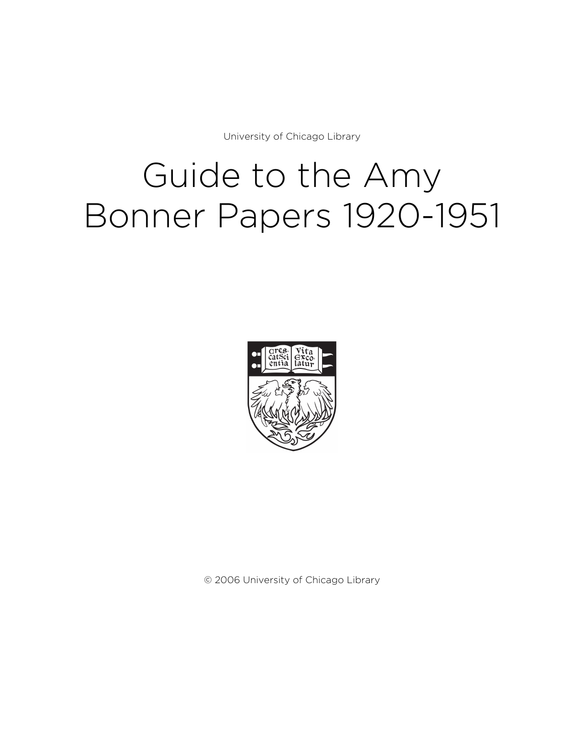University of Chicago Library

# Guide to the Amy Bonner Papers 1920-1951

© 2006 University of Chicago Library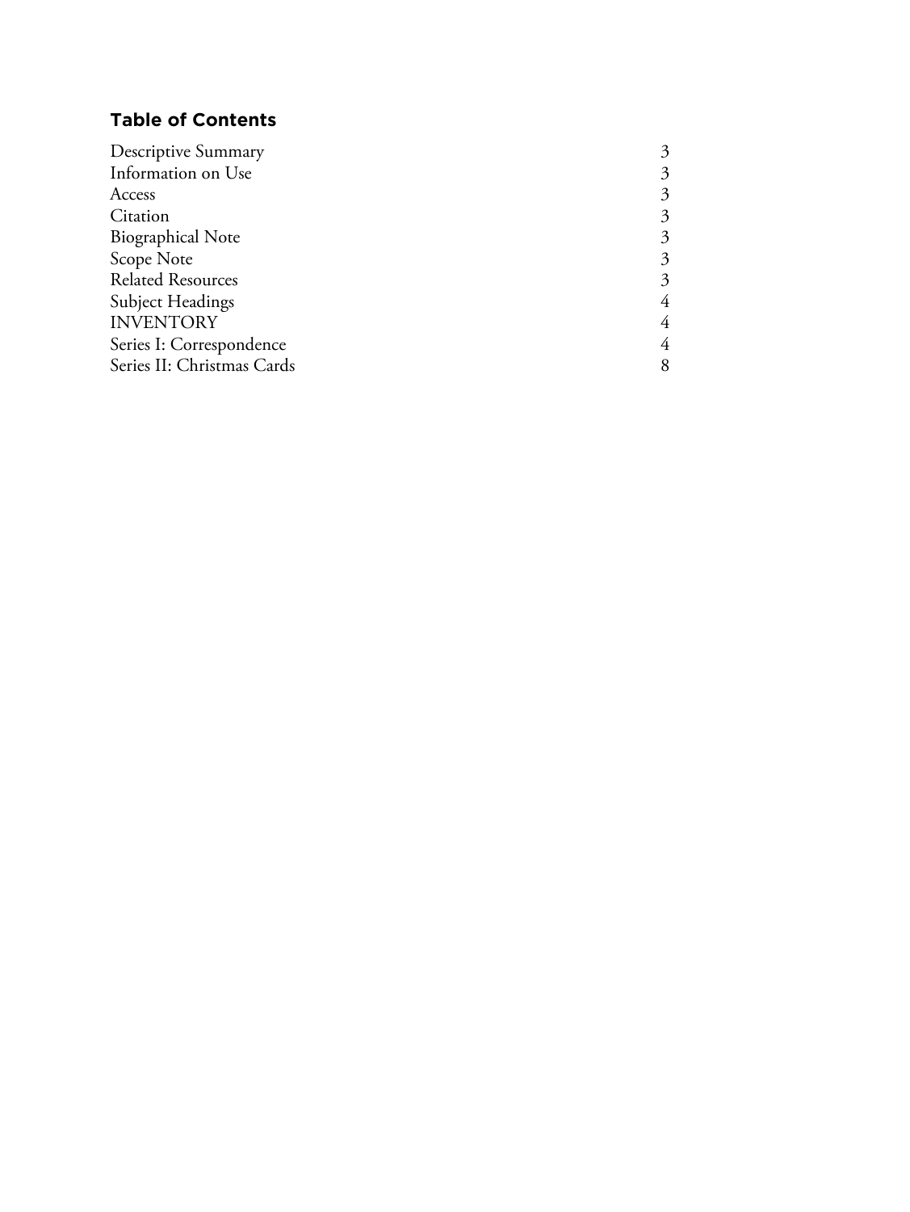## Table of Contents

| | |
|---|---|
| Descriptive Summary | 3 |
| Information on Use | 3 |
| Access | 3 |
| Citation | 3 |
| Biographical Note | 3 |
| Scope Note | 3 |
| Related Resources | 3 |
| Subject Headings | 4 |
| INVENTORY | 4 |
| Series I: Correspondence | 4 |
| Series II: Christmas Cards | 8 |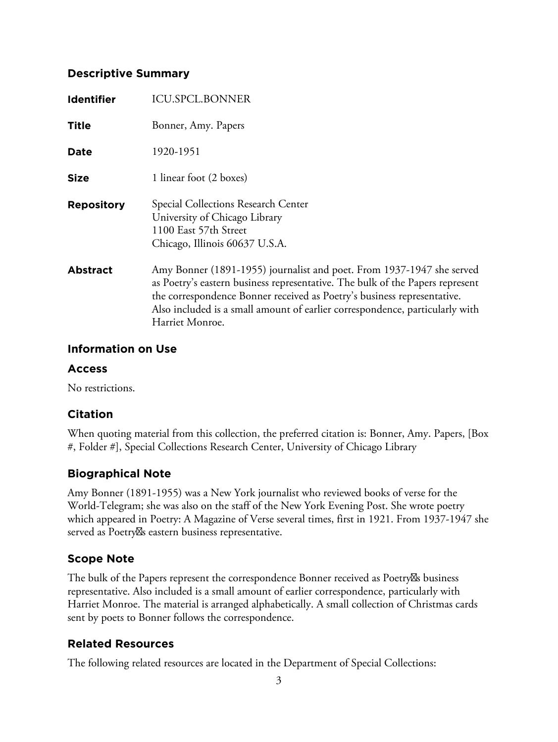## Descriptive Summary

| | |
|---|---|
| **Identifier** | ICU.SPCL.BONNER |
| **Title** | Bonner, Amy. Papers |
| **Date** | 1920-1951 |
| **Size** | 1 linear foot (2 boxes) |
| **Repository** | Special Collections Research Center<br>University of Chicago Library<br>1100 East 57th Street<br>Chicago, Illinois 60637 U.S.A. |
| **Abstract** | Amy Bonner (1891-1955) journalist and poet. From 1937-1947 she served as Poetry's eastern business representative. The bulk of the Papers represent the correspondence Bonner received as Poetry's business representative. Also included is a small amount of earlier correspondence, particularly with Harriet Monroe. |

## Information on Use

### Access

No restrictions.

### Citation

When quoting material from this collection, the preferred citation is: Bonner, Amy. Papers, [Box #, Folder #], Special Collections Research Center, University of Chicago Library

## Biographical Note

Amy Bonner (1891-1955) was a New York journalist who reviewed books of verse for the World-Telegram; she was also on the staff of the New York Evening Post. She wrote poetry which appeared in Poetry: A Magazine of Verse several times, first in 1921. From 1937-1947 she served as Poetry�s eastern business representative.

## Scope Note

The bulk of the Papers represent the correspondence Bonner received as Poetry�s business representative. Also included is a small amount of earlier correspondence, particularly with Harriet Monroe. The material is arranged alphabetically. A small collection of Christmas cards sent by poets to Bonner follows the correspondence.

## Related Resources

The following related resources are located in the Department of Special Collections: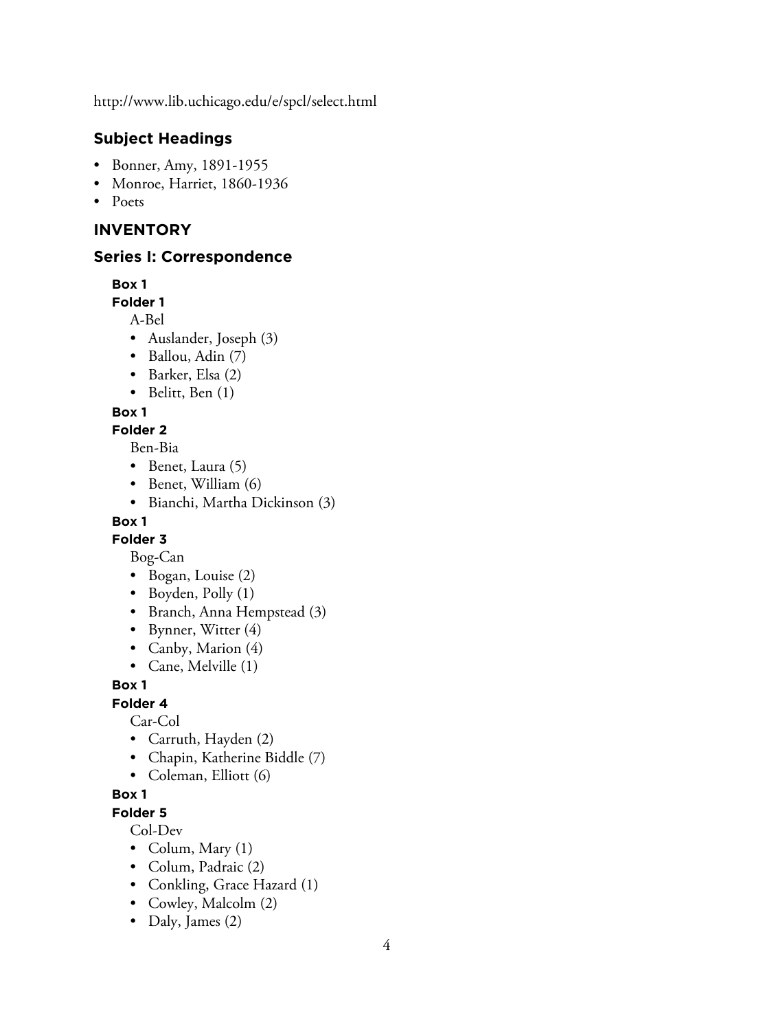http://www.lib.uchicago.edu/e/spcl/select.html

## Subject Headings

- Bonner, Amy, 1891-1955
- Monroe, Harriet, 1860-1936
- Poets

## INVENTORY

## Series I: Correspondence

**Box 1**
**Folder 1**

A-Bel

- Auslander, Joseph (3)
- Ballou, Adin (7)
- Barker, Elsa (2)
- Belitt, Ben (1)

**Box 1**
**Folder 2**

Ben-Bia

- Benet, Laura (5)
- Benet, William (6)
- Bianchi, Martha Dickinson (3)

**Box 1**
**Folder 3**

Bog-Can

- Bogan, Louise (2)
- Boyden, Polly (1)
- Branch, Anna Hempstead (3)
- Bynner, Witter (4)
- Canby, Marion (4)
- Cane, Melville (1)

**Box 1**
**Folder 4**

Car-Col

- Carruth, Hayden (2)
- Chapin, Katherine Biddle (7)
- Coleman, Elliott (6)

**Box 1**
**Folder 5**

Col-Dev

- Colum, Mary (1)
- Colum, Padraic (2)
- Conkling, Grace Hazard (1)
- Cowley, Malcolm (2)
- Daly, James (2)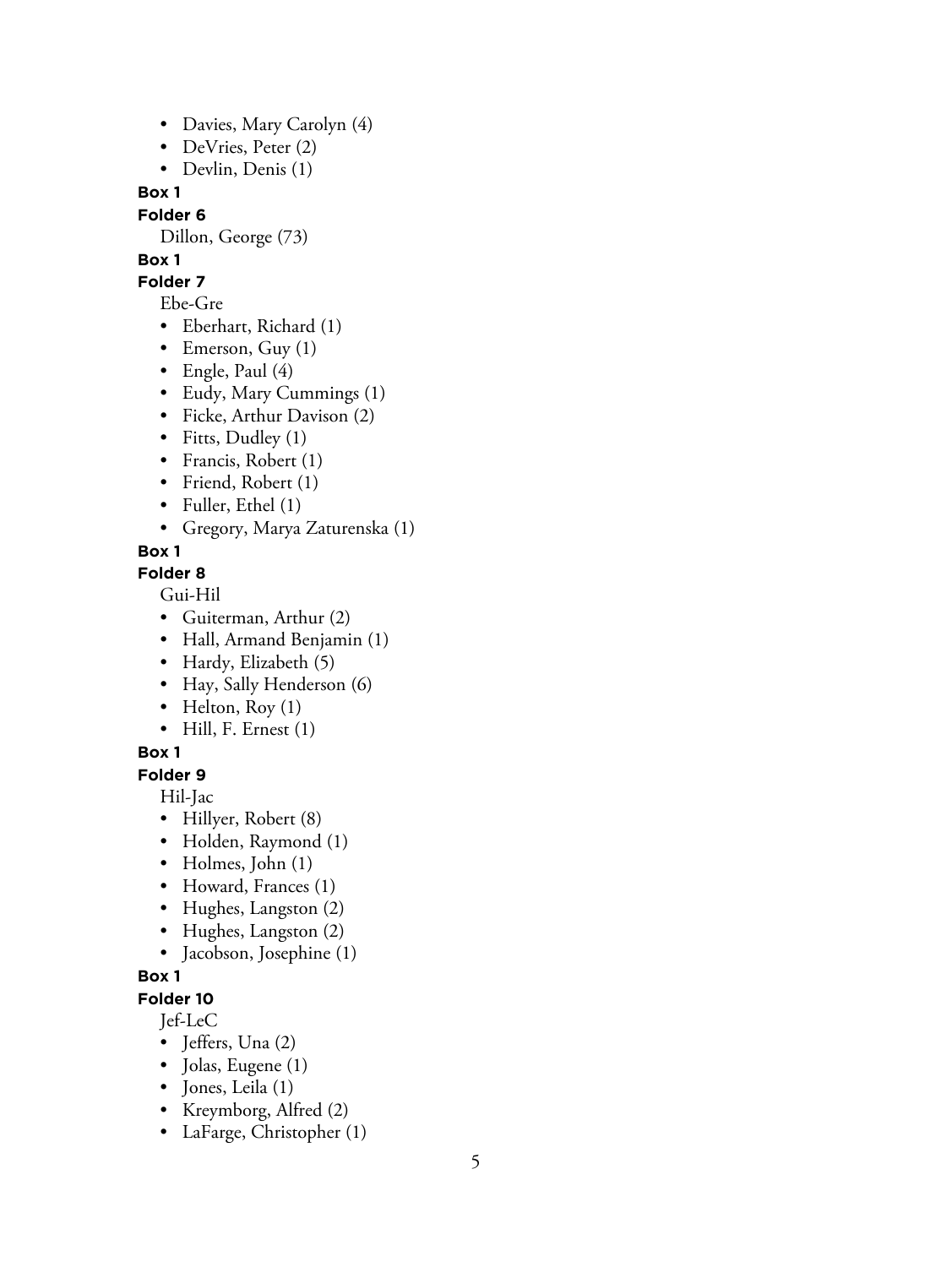- Davies, Mary Carolyn (4)
- DeVries, Peter (2)
- Devlin, Denis (1)

**Box 1**

**Folder 6**

Dillon, George (73)

**Box 1**

**Folder 7**

Ebe-Gre

- Eberhart, Richard (1)
- Emerson, Guy (1)
- Engle, Paul (4)
- Eudy, Mary Cummings (1)
- Ficke, Arthur Davison (2)
- Fitts, Dudley (1)
- Francis, Robert (1)
- Friend, Robert (1)
- Fuller, Ethel (1)
- Gregory, Marya Zaturenska (1)

**Box 1**

**Folder 8**

Gui-Hil

- Guiterman, Arthur (2)
- Hall, Armand Benjamin (1)
- Hardy, Elizabeth (5)
- Hay, Sally Henderson (6)
- Helton, Roy (1)
- Hill, F. Ernest (1)

**Box 1**

**Folder 9**

Hil-Jac

- Hillyer, Robert (8)
- Holden, Raymond (1)
- Holmes, John (1)
- Howard, Frances (1)
- Hughes, Langston (2)
- Hughes, Langston (2)
- Jacobson, Josephine (1)

**Box 1**

**Folder 10**

Jef-LeC

- Jeffers, Una (2)
- Jolas, Eugene (1)
- Jones, Leila (1)
- Kreymborg, Alfred (2)
- LaFarge, Christopher (1)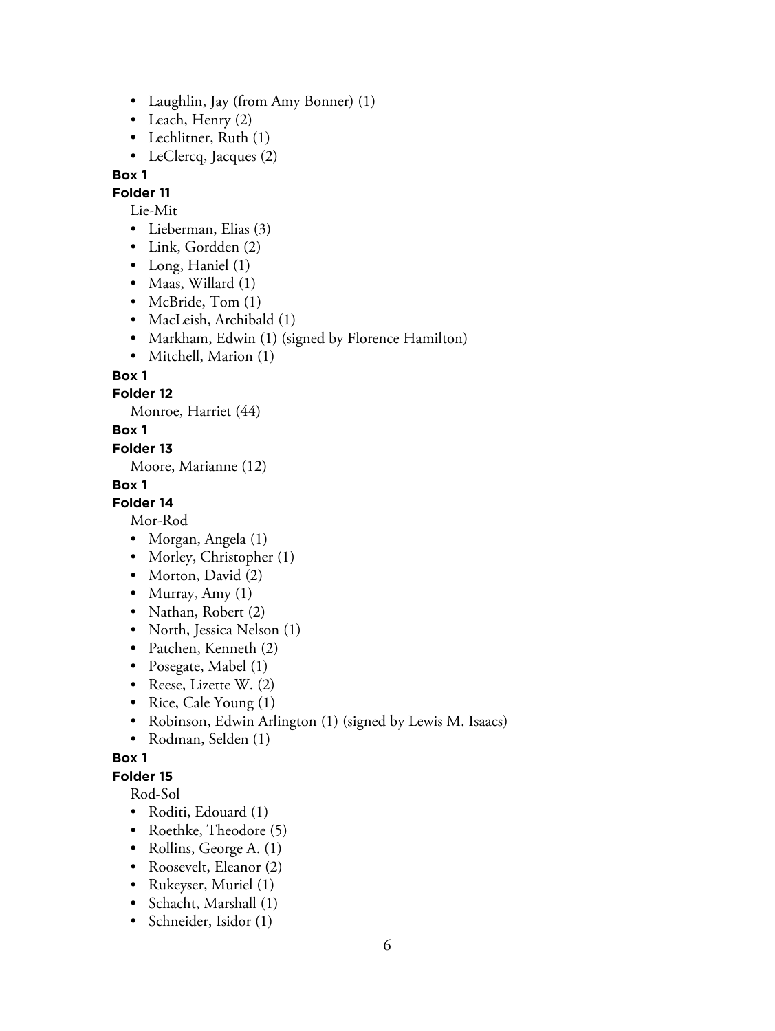- Laughlin, Jay (from Amy Bonner) (1)
- Leach, Henry (2)
- Lechlitner, Ruth (1)
- LeClercq, Jacques (2)

**Box 1**

**Folder 11**

Lie-Mit

- Lieberman, Elias (3)
- Link, Gordden (2)
- Long, Haniel (1)
- Maas, Willard (1)
- McBride, Tom (1)
- MacLeish, Archibald (1)
- Markham, Edwin (1) (signed by Florence Hamilton)
- Mitchell, Marion (1)

**Box 1**

**Folder 12**

Monroe, Harriet (44)

**Box 1**

**Folder 13**

Moore, Marianne (12)

**Box 1**

**Folder 14**

Mor-Rod

- Morgan, Angela (1)
- Morley, Christopher (1)
- Morton, David (2)
- Murray, Amy (1)
- Nathan, Robert (2)
- North, Jessica Nelson (1)
- Patchen, Kenneth (2)
- Posegate, Mabel (1)
- Reese, Lizette W. (2)
- Rice, Cale Young (1)
- Robinson, Edwin Arlington (1) (signed by Lewis M. Isaacs)
- Rodman, Selden (1)

**Box 1**

**Folder 15**

Rod-Sol

- Roditi, Edouard (1)
- Roethke, Theodore (5)
- Rollins, George A. (1)
- Roosevelt, Eleanor (2)
- Rukeyser, Muriel (1)
- Schacht, Marshall (1)
- Schneider, Isidor (1)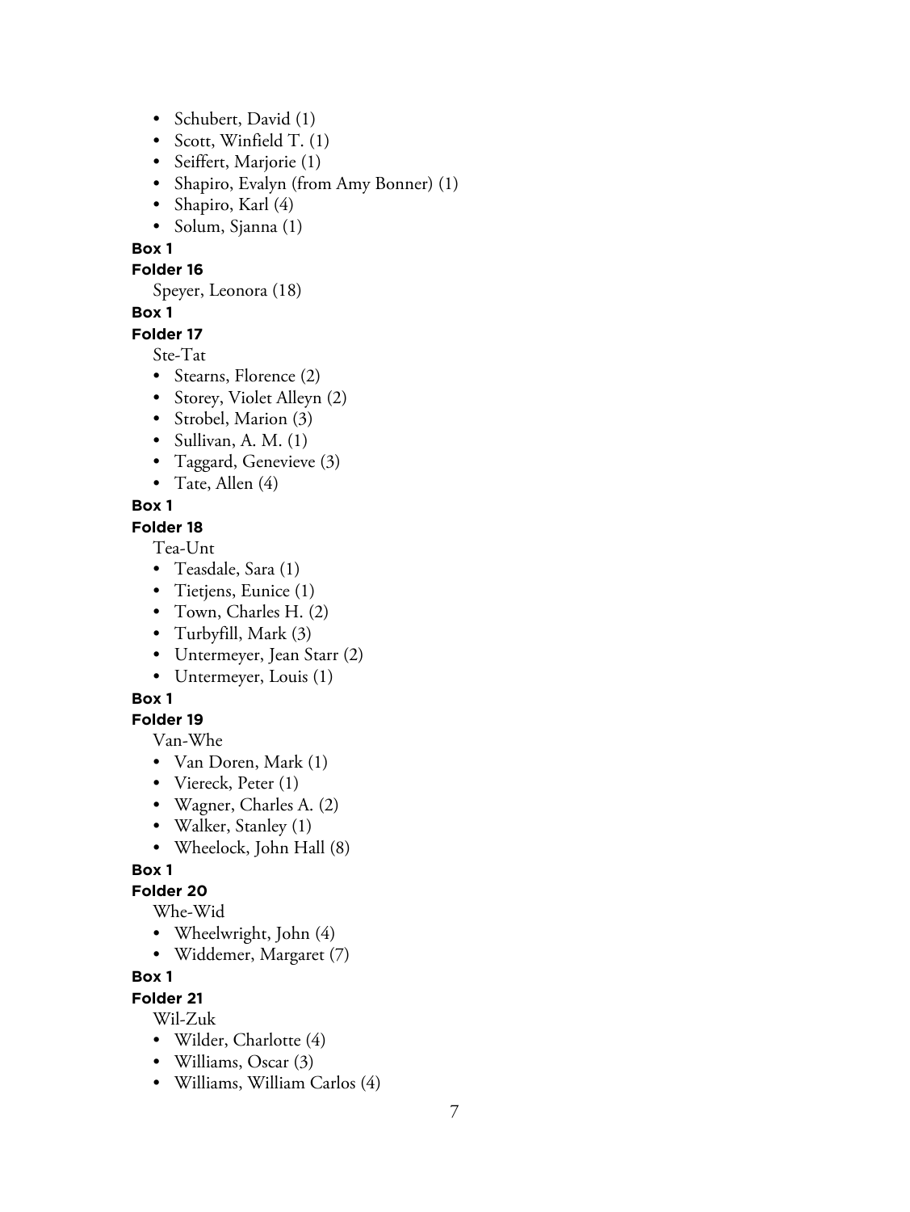- Schubert, David (1)
- Scott, Winfield T. (1)
- Seiffert, Marjorie (1)
- Shapiro, Evalyn (from Amy Bonner) (1)
- Shapiro, Karl (4)
- Solum, Sjanna (1)

**Box 1**

**Folder 16**

Speyer, Leonora (18)

**Box 1**

**Folder 17**

Ste-Tat

- Stearns, Florence (2)
- Storey, Violet Alleyn (2)
- Strobel, Marion (3)
- Sullivan, A. M. (1)
- Taggard, Genevieve (3)
- Tate, Allen (4)

**Box 1**

**Folder 18**

Tea-Unt

- Teasdale, Sara (1)
- Tietjens, Eunice (1)
- Town, Charles H. (2)
- Turbyfill, Mark (3)
- Untermeyer, Jean Starr (2)
- Untermeyer, Louis (1)

**Box 1**

**Folder 19**

Van-Whe

- Van Doren, Mark (1)
- Viereck, Peter (1)
- Wagner, Charles A. (2)
- Walker, Stanley (1)
- Wheelock, John Hall (8)

**Box 1**

**Folder 20**

Whe-Wid

- Wheelwright, John (4)
- Widdemer, Margaret (7)

**Box 1**

**Folder 21**

Wil-Zuk

- Wilder, Charlotte (4)
- Williams, Oscar (3)
- Williams, William Carlos (4)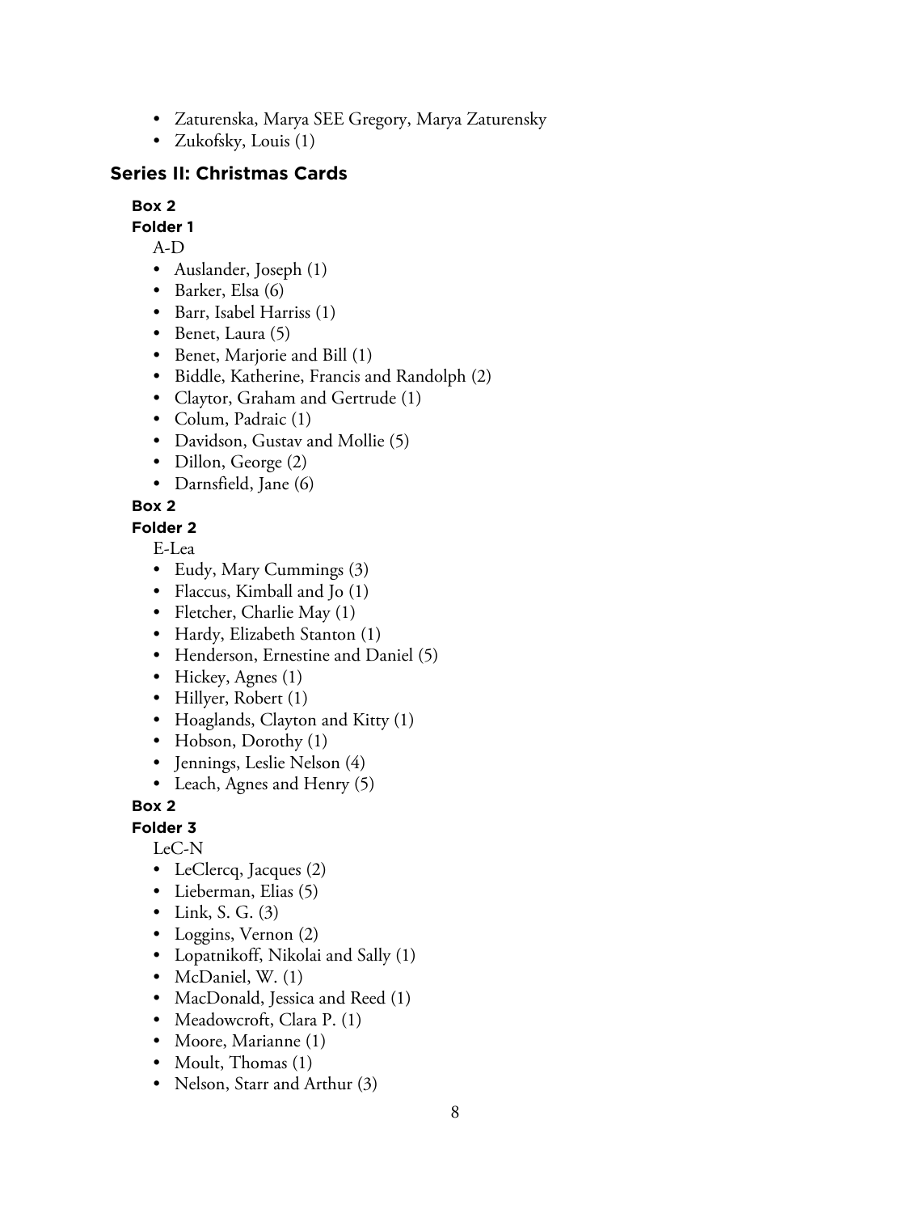- Zaturenska, Marya SEE Gregory, Marya Zaturensky
- Zukofsky, Louis (1)

## Series II: Christmas Cards

**Box 2**

**Folder 1**

A-D

- Auslander, Joseph (1)
- Barker, Elsa (6)
- Barr, Isabel Harriss (1)
- Benet, Laura (5)
- Benet, Marjorie and Bill (1)
- Biddle, Katherine, Francis and Randolph (2)
- Claytor, Graham and Gertrude (1)
- Colum, Padraic (1)
- Davidson, Gustav and Mollie (5)
- Dillon, George (2)
- Darnsfield, Jane (6)

**Box 2**

**Folder 2**

E-Lea

- Eudy, Mary Cummings (3)
- Flaccus, Kimball and Jo (1)
- Fletcher, Charlie May (1)
- Hardy, Elizabeth Stanton (1)
- Henderson, Ernestine and Daniel (5)
- Hickey, Agnes (1)
- Hillyer, Robert (1)
- Hoaglands, Clayton and Kitty (1)
- Hobson, Dorothy (1)
- Jennings, Leslie Nelson (4)
- Leach, Agnes and Henry (5)

**Box 2**

**Folder 3**

LeC-N

- LeClercq, Jacques (2)
- Lieberman, Elias (5)
- Link, S. G. (3)
- Loggins, Vernon (2)
- Lopatnikoff, Nikolai and Sally (1)
- McDaniel, W. (1)
- MacDonald, Jessica and Reed (1)
- Meadowcroft, Clara P. (1)
- Moore, Marianne (1)
- Moult, Thomas (1)
- Nelson, Starr and Arthur (3)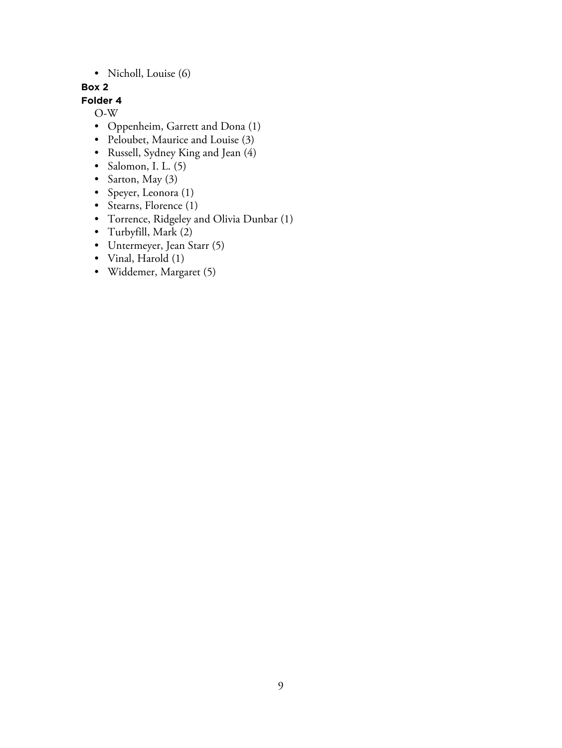- Nicholl, Louise (6)

**Box 2**

**Folder 4**

O-W

- Oppenheim, Garrett and Dona (1)
- Peloubet, Maurice and Louise (3)
- Russell, Sydney King and Jean (4)
- Salomon, I. L. (5)
- Sarton, May (3)
- Speyer, Leonora (1)
- Stearns, Florence (1)
- Torrence, Ridgeley and Olivia Dunbar (1)
- Turbyfill, Mark (2)
- Untermeyer, Jean Starr (5)
- Vinal, Harold (1)
- Widdemer, Margaret (5)